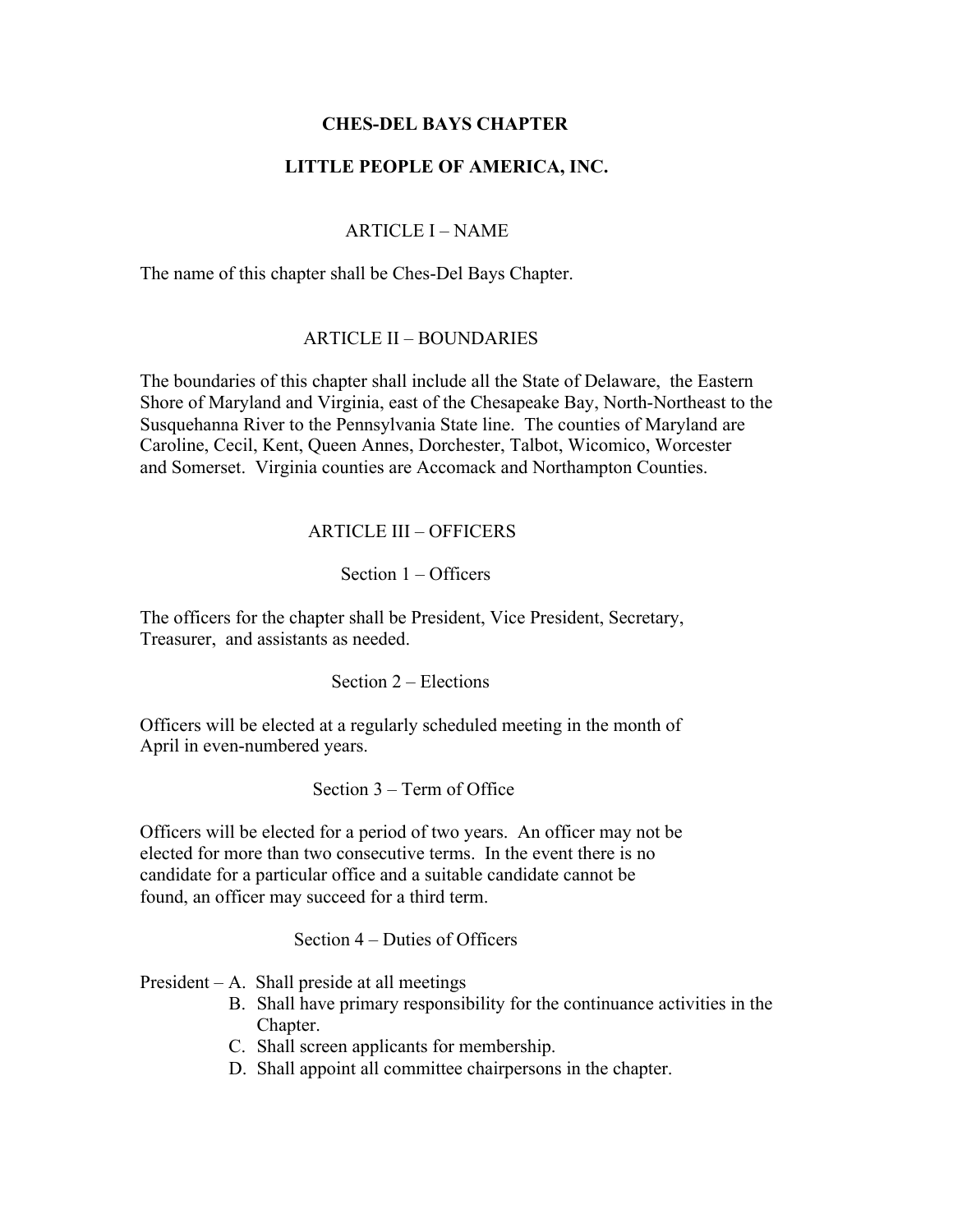# CHES-DEL BAYS CHAPTER

# LITTLE PEOPLE OF AMERICA, INC.

## ARTICLE I – NAME

The name of this chapter shall be Ches-Del Bays Chapter.

## ARTICLE II – BOUNDARIES

The boundaries of this chapter shall include all the State of Delaware, the Eastern Shore of Maryland and Virginia, east of the Chesapeake Bay, North-Northeast to the Susquehanna River to the Pennsylvania State line. The counties of Maryland are Caroline, Cecil, Kent, Queen Annes, Dorchester, Talbot, Wicomico, Worcester and Somerset. Virginia counties are Accomack and Northampton Counties.

## ARTICLE III – OFFICERS

### Section 1 – Officers

The officers for the chapter shall be President, Vice President, Secretary, Treasurer, and assistants as needed.

### Section 2 – Elections

Officers will be elected at a regularly scheduled meeting in the month of April in even-numbered years.

### Section 3 – Term of Office

Officers will be elected for a period of two years. An officer may not be elected for more than two consecutive terms. In the event there is no candidate for a particular office and a suitable candidate cannot be found, an officer may succeed for a third term.

### Section 4 – Duties of Officers

President –
- A. Shall preside at all meetings
- B. Shall have primary responsibility for the continuance activities in the Chapter.
- C. Shall screen applicants for membership.
- D. Shall appoint all committee chairpersons in the chapter.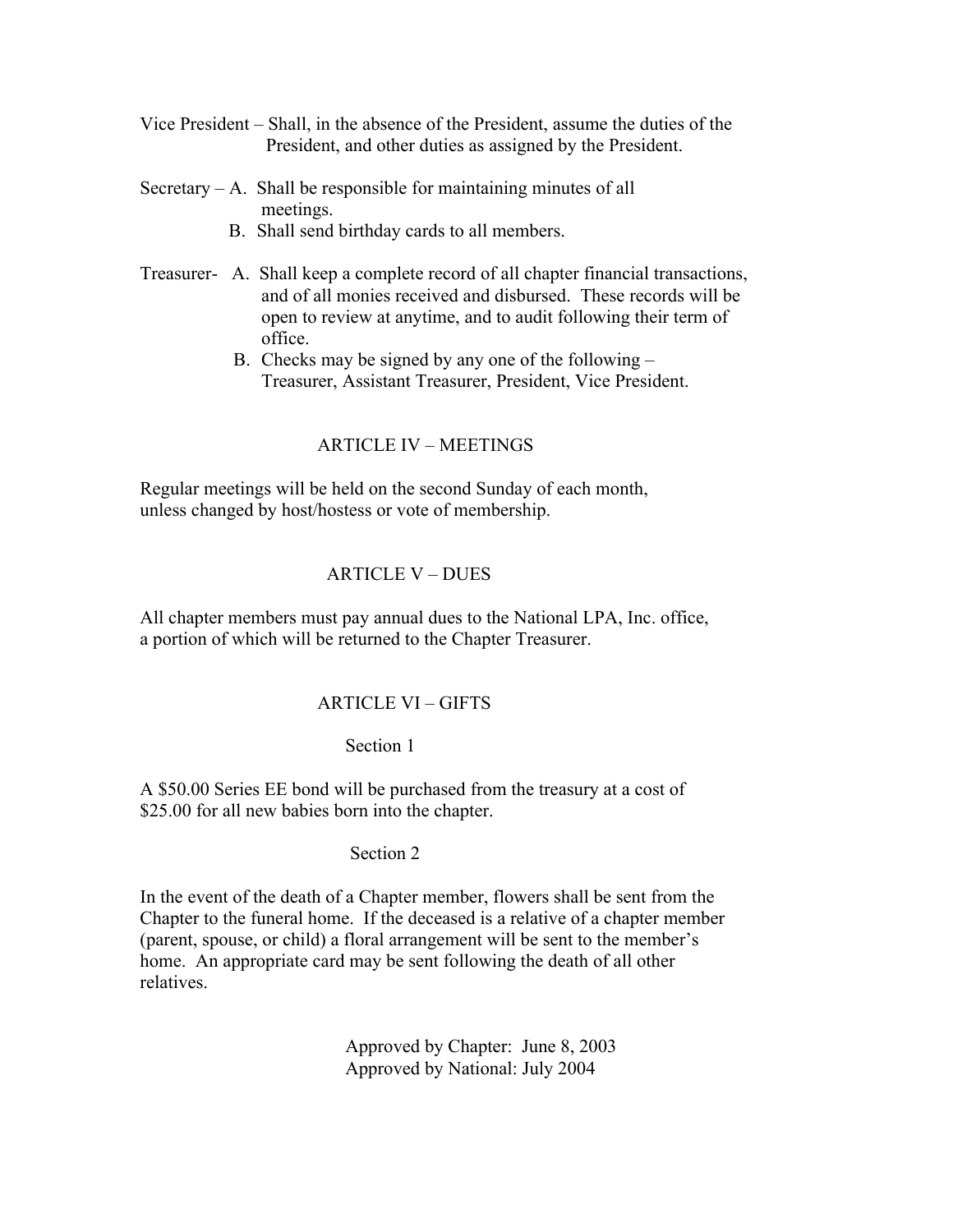Vice President – Shall, in the absence of the President, assume the duties of the President, and other duties as assigned by the President.

Secretary –
A. Shall be responsible for maintaining minutes of all meetings.
B. Shall send birthday cards to all members.

Treasurer-
A. Shall keep a complete record of all chapter financial transactions, and of all monies received and disbursed. These records will be open to review at anytime, and to audit following their term of office.
B. Checks may be signed by any one of the following – Treasurer, Assistant Treasurer, President, Vice President.

## ARTICLE IV – MEETINGS

Regular meetings will be held on the second Sunday of each month, unless changed by host/hostess or vote of membership.

## ARTICLE V – DUES

All chapter members must pay annual dues to the National LPA, Inc. office, a portion of which will be returned to the Chapter Treasurer.

## ARTICLE VI – GIFTS

### Section 1

A $50.00 Series EE bond will be purchased from the treasury at a cost of $25.00 for all new babies born into the chapter.

### Section 2

In the event of the death of a Chapter member, flowers shall be sent from the Chapter to the funeral home. If the deceased is a relative of a chapter member (parent, spouse, or child) a floral arrangement will be sent to the member's home. An appropriate card may be sent following the death of all other relatives.

Approved by Chapter: June 8, 2003
Approved by National: July 2004